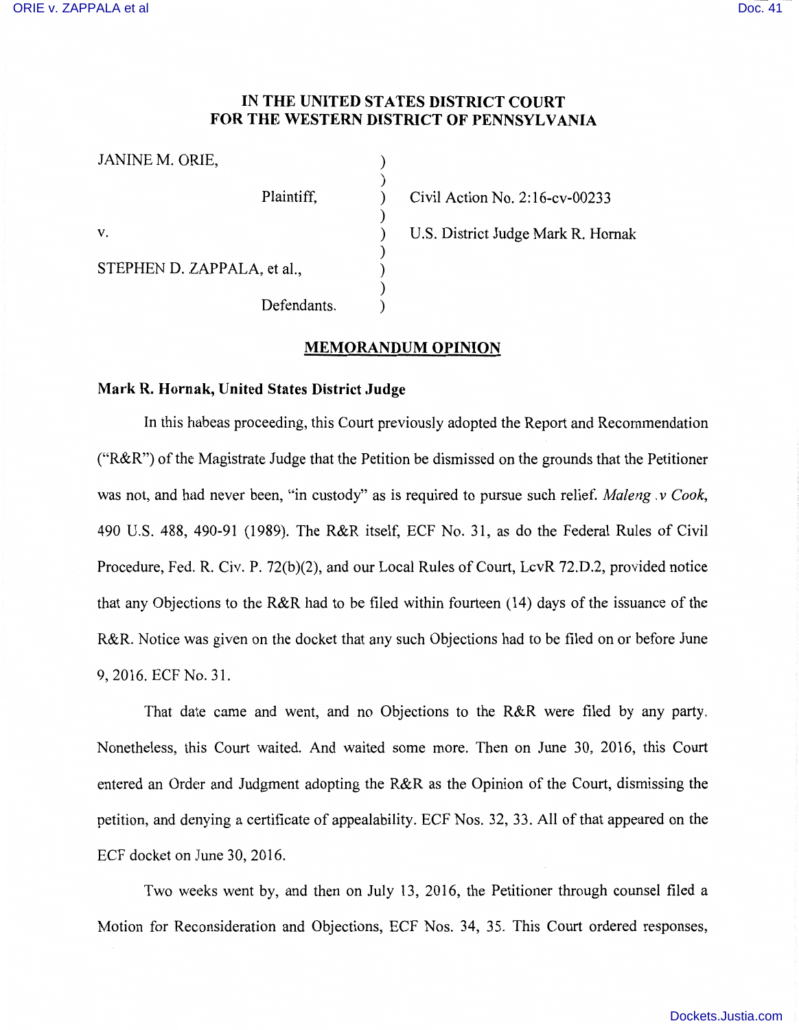# IN THE UNITED STATES DISTRICT COURT FOR THE WESTERN DISTRICT OF PENNSYLVANIA

JANINE M. ORIE,

Plaintiff,

v.

STEPHEN D. ZAPPALA, et al.,

Defendants.

Civil Action No. 2:16-cv-00233

U.S. District Judge Mark R. Hornak

## MEMORANDUM OPINION

**Mark R. Hornak, United States District Judge**

In this habeas proceeding, this Court previously adopted the Report and Recommendation ("R&R") of the Magistrate Judge that the Petition be dismissed on the grounds that the Petitioner was not, and had never been, "in custody" as is required to pursue such relief. *Maleng .v Cook*, 490 U.S. 488, 490-91 (1989). The R&R itself, ECF No. 31, as do the Federal Rules of Civil Procedure, Fed. R. Civ. P. 72(b)(2), and our Local Rules of Court, LcvR 72.D.2, provided notice that any Objections to the R&R had to be filed within fourteen (14) days of the issuance of the R&R. Notice was given on the docket that any such Objections had to be filed on or before June 9, 2016. ECF No. 31.

That date came and went, and no Objections to the R&R were filed by any party. Nonetheless, this Court waited. And waited some more. Then on June 30, 2016, this Court entered an Order and Judgment adopting the R&R as the Opinion of the Court, dismissing the petition, and denying a certificate of appealability. ECF Nos. 32, 33. All of that appeared on the ECF docket on June 30, 2016.

Two weeks went by, and then on July 13, 2016, the Petitioner through counsel filed a Motion for Reconsideration and Objections, ECF Nos. 34, 35. This Court ordered responses,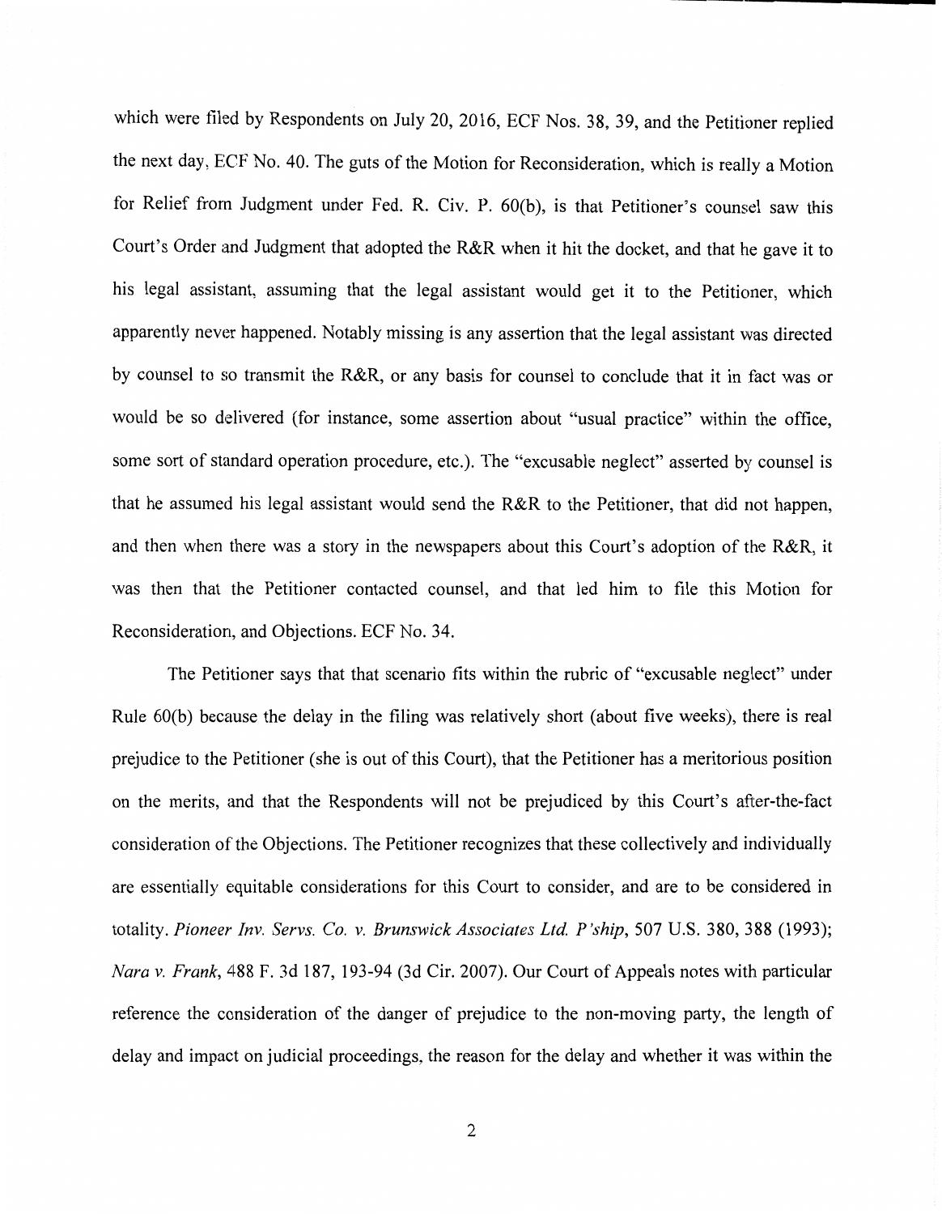which were filed by Respondents on July 20, 2016, ECF Nos. 38, 39, and the Petitioner replied the next day, ECF No. 40. The guts of the Motion for Reconsideration, which is really a Motion for Relief from Judgment under Fed. R. Civ. P. 60(b), is that Petitioner's counsel saw this Court's Order and Judgment that adopted the R&R when it hit the docket, and that he gave it to his legal assistant, assuming that the legal assistant would get it to the Petitioner, which apparently never happened. Notably missing is any assertion that the legal assistant was directed by counsel to so transmit the R&R, or any basis for counsel to conclude that it in fact was or would be so delivered (for instance, some assertion about "usual practice" within the office, some sort of standard operation procedure, etc.). The "excusable neglect" asserted by counsel is that he assumed his legal assistant would send the R&R to the Petitioner, that did not happen, and then when there was a story in the newspapers about this Court's adoption of the R&R, it was then that the Petitioner contacted counsel, and that led him to file this Motion for Reconsideration, and Objections. ECF No. 34.

The Petitioner says that that scenario fits within the rubric of "excusable neglect" under Rule 60(b) because the delay in the filing was relatively short (about five weeks), there is real prejudice to the Petitioner (she is out of this Court), that the Petitioner has a meritorious position on the merits, and that the Respondents will not be prejudiced by this Court's after-the-fact consideration of the Objections. The Petitioner recognizes that these collectively and individually are essentially equitable considerations for this Court to consider, and are to be considered in totality. *Pioneer Inv. Servs. Co. v. Brunswick Associates Ltd. P'ship*, 507 U.S. 380, 388 (1993); *Nara v. Frank*, 488 F. 3d 187, 193-94 (3d Cir. 2007). Our Court of Appeals notes with particular reference the consideration of the danger of prejudice to the non-moving party, the length of delay and impact on judicial proceedings, the reason for the delay and whether it was within the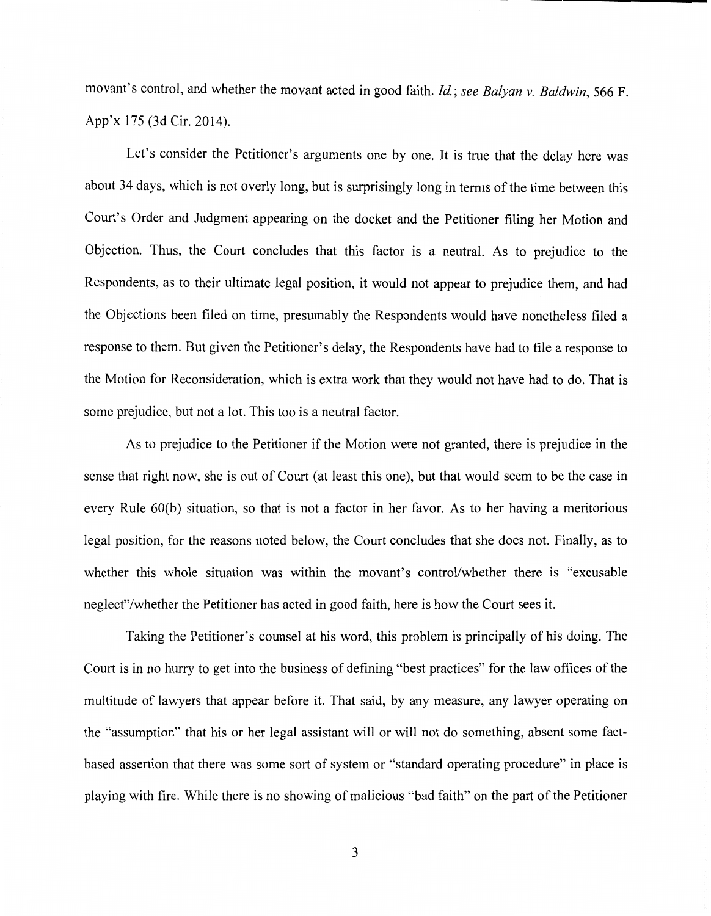movant's control, and whether the movant acted in good faith. *Id.*; *see Balyan v. Baldwin*, 566 F. App'x 175 (3d Cir. 2014).

Let's consider the Petitioner's arguments one by one. It is true that the delay here was about 34 days, which is not overly long, but is surprisingly long in terms of the time between this Court's Order and Judgment appearing on the docket and the Petitioner filing her Motion and Objection. Thus, the Court concludes that this factor is a neutral. As to prejudice to the Respondents, as to their ultimate legal position, it would not appear to prejudice them, and had the Objections been filed on time, presumably the Respondents would have nonetheless filed a response to them. But given the Petitioner's delay, the Respondents have had to file a response to the Motion for Reconsideration, which is extra work that they would not have had to do. That is some prejudice, but not a lot. This too is a neutral factor.

As to prejudice to the Petitioner if the Motion were not granted, there is prejudice in the sense that right now, she is out of Court (at least this one), but that would seem to be the case in every Rule 60(b) situation, so that is not a factor in her favor. As to her having a meritorious legal position, for the reasons noted below, the Court concludes that she does not. Finally, as to whether this whole situation was within the movant's control/whether there is "excusable neglect"/whether the Petitioner has acted in good faith, here is how the Court sees it.

Taking the Petitioner's counsel at his word, this problem is principally of his doing. The Court is in no hurry to get into the business of defining "best practices" for the law offices of the multitude of lawyers that appear before it. That said, by any measure, any lawyer operating on the "assumption" that his or her legal assistant will or will not do something, absent some fact-based assertion that there was some sort of system or "standard operating procedure" in place is playing with fire. While there is no showing of malicious "bad faith" on the part of the Petitioner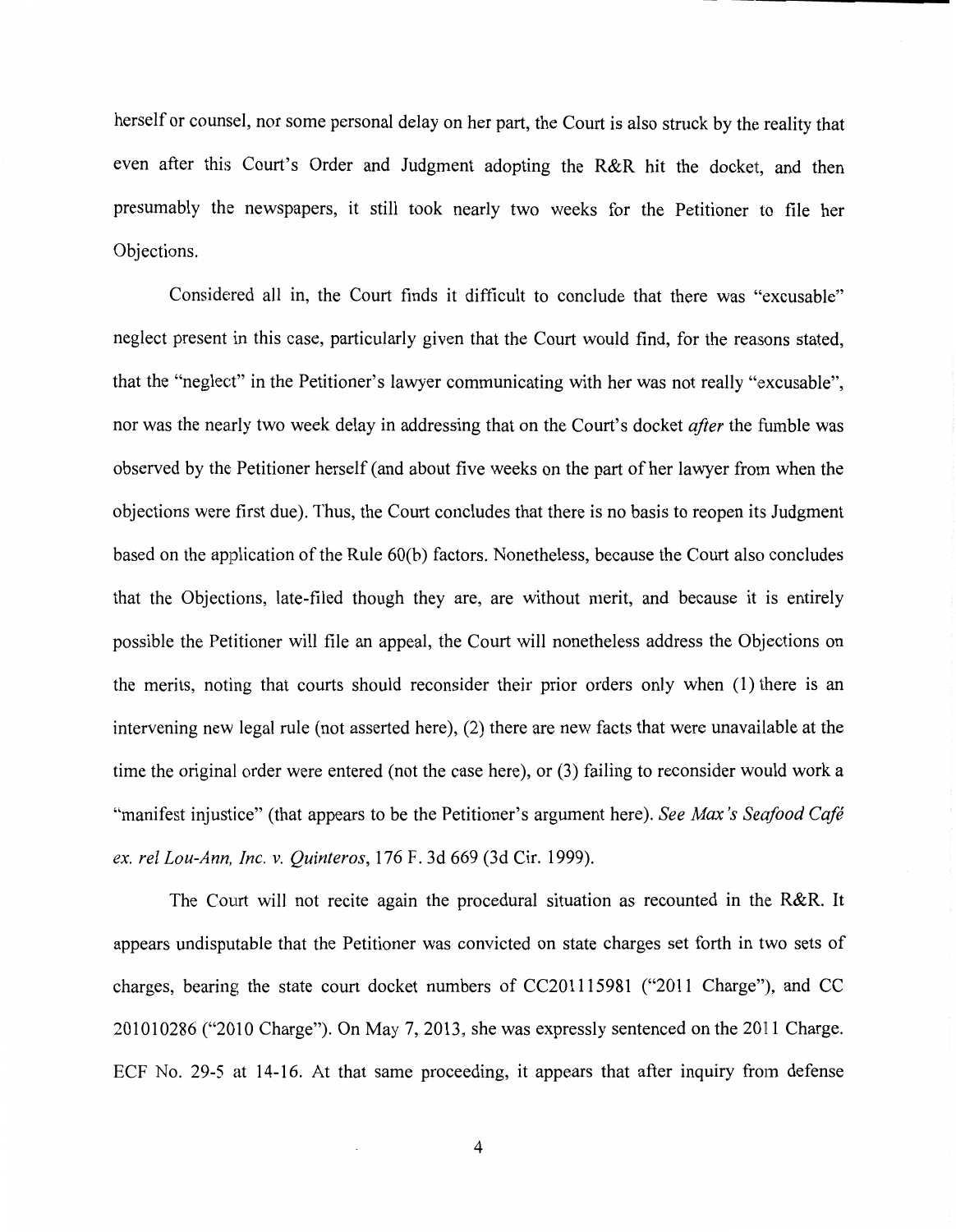herself or counsel, nor some personal delay on her part, the Court is also struck by the reality that even after this Court's Order and Judgment adopting the R&R hit the docket, and then presumably the newspapers, it still took nearly two weeks for the Petitioner to file her Objections.

Considered all in, the Court finds it difficult to conclude that there was "excusable" neglect present in this case, particularly given that the Court would find, for the reasons stated, that the "neglect" in the Petitioner's lawyer communicating with her was not really "excusable", nor was the nearly two week delay in addressing that on the Court's docket *after* the fumble was observed by the Petitioner herself (and about five weeks on the part of her lawyer from when the objections were first due). Thus, the Court concludes that there is no basis to reopen its Judgment based on the application of the Rule 60(b) factors. Nonetheless, because the Court also concludes that the Objections, late-filed though they are, are without merit, and because it is entirely possible the Petitioner will file an appeal, the Court will nonetheless address the Objections on the merits, noting that courts should reconsider their prior orders only when (1) there is an intervening new legal rule (not asserted here), (2) there are new facts that were unavailable at the time the original order were entered (not the case here), or (3) failing to reconsider would work a "manifest injustice" (that appears to be the Petitioner's argument here). *See Max's Seafood Café ex. rel Lou-Ann, Inc. v. Quinteros*, 176 F. 3d 669 (3d Cir. 1999).

The Court will not recite again the procedural situation as recounted in the R&R. It appears undisputable that the Petitioner was convicted on state charges set forth in two sets of charges, bearing the state court docket numbers of CC201115981 ("2011 Charge"), and CC 201010286 ("2010 Charge"). On May 7, 2013, she was expressly sentenced on the 2011 Charge. ECF No. 29-5 at 14-16. At that same proceeding, it appears that after inquiry from defense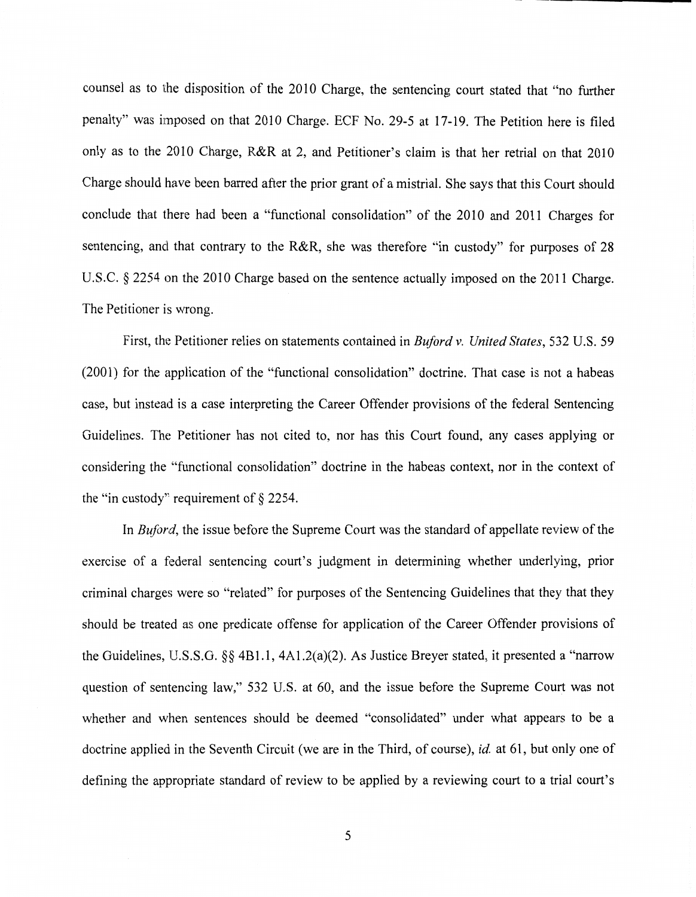counsel as to the disposition of the 2010 Charge, the sentencing court stated that "no further penalty" was imposed on that 2010 Charge. ECF No. 29-5 at 17-19. The Petition here is filed only as to the 2010 Charge, R&R at 2, and Petitioner's claim is that her retrial on that 2010 Charge should have been barred after the prior grant of a mistrial. She says that this Court should conclude that there had been a "functional consolidation" of the 2010 and 2011 Charges for sentencing, and that contrary to the R&R, she was therefore "in custody" for purposes of 28 U.S.C. § 2254 on the 2010 Charge based on the sentence actually imposed on the 2011 Charge. The Petitioner is wrong.

First, the Petitioner relies on statements contained in *Buford v. United States*, 532 U.S. 59 (2001) for the application of the "functional consolidation" doctrine. That case is not a habeas case, but instead is a case interpreting the Career Offender provisions of the federal Sentencing Guidelines. The Petitioner has not cited to, nor has this Court found, any cases applying or considering the "functional consolidation" doctrine in the habeas context, nor in the context of the "in custody" requirement of § 2254.

In *Buford*, the issue before the Supreme Court was the standard of appellate review of the exercise of a federal sentencing court's judgment in determining whether underlying, prior criminal charges were so "related" for purposes of the Sentencing Guidelines that they that they should be treated as one predicate offense for application of the Career Offender provisions of the Guidelines, U.S.S.G. §§ 4B1.1, 4A1.2(a)(2). As Justice Breyer stated, it presented a "narrow question of sentencing law," 532 U.S. at 60, and the issue before the Supreme Court was not whether and when sentences should be deemed "consolidated" under what appears to be a doctrine applied in the Seventh Circuit (we are in the Third, of course), *id.* at 61, but only one of defining the appropriate standard of review to be applied by a reviewing court to a trial court's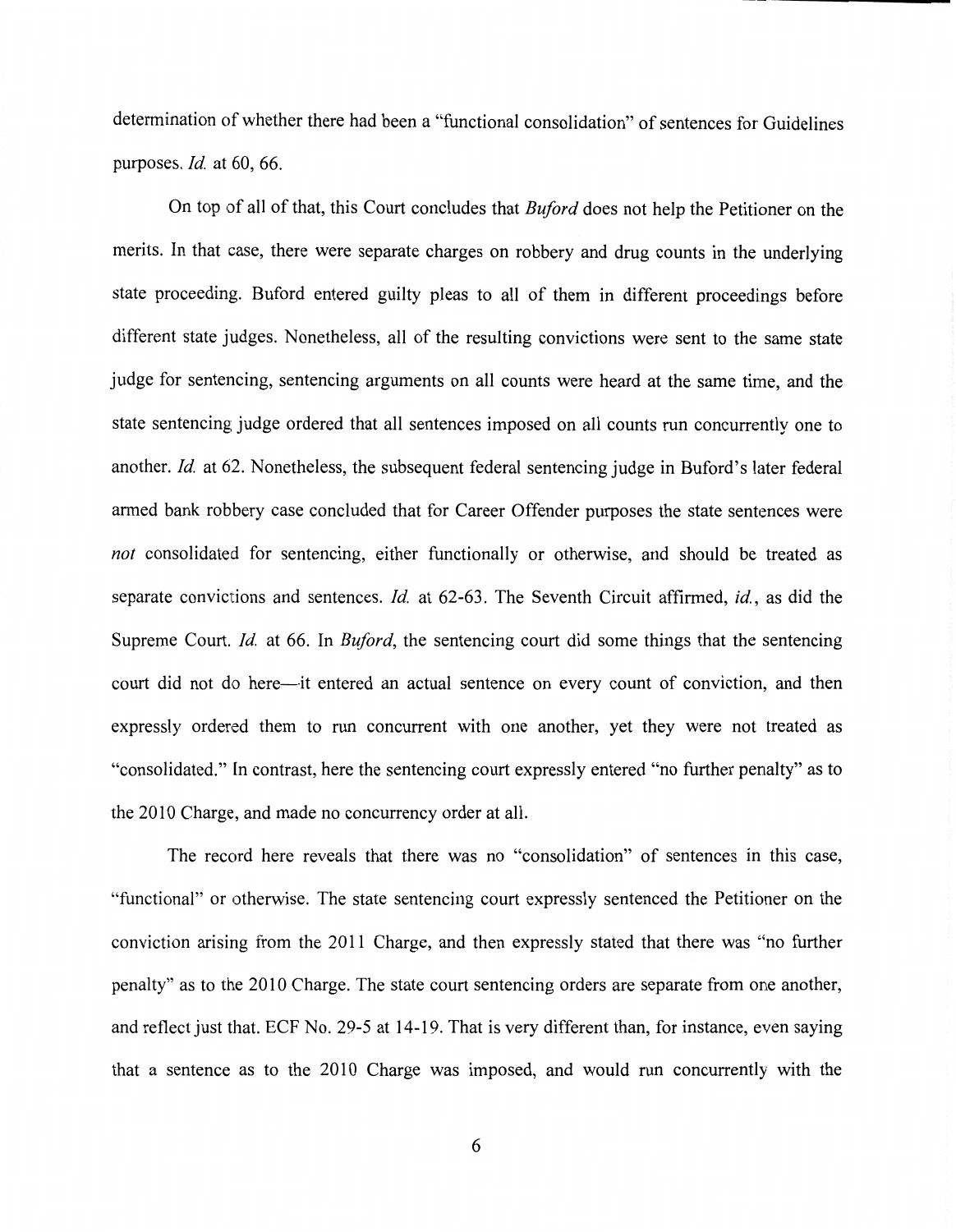determination of whether there had been a "functional consolidation" of sentences for Guidelines purposes. *Id.* at 60, 66.

On top of all of that, this Court concludes that *Buford* does not help the Petitioner on the merits. In that case, there were separate charges on robbery and drug counts in the underlying state proceeding. Buford entered guilty pleas to all of them in different proceedings before different state judges. Nonetheless, all of the resulting convictions were sent to the same state judge for sentencing, sentencing arguments on all counts were heard at the same time, and the state sentencing judge ordered that all sentences imposed on all counts run concurrently one to another. *Id.* at 62. Nonetheless, the subsequent federal sentencing judge in Buford's later federal armed bank robbery case concluded that for Career Offender purposes the state sentences were *not* consolidated for sentencing, either functionally or otherwise, and should be treated as separate convictions and sentences. *Id.* at 62-63. The Seventh Circuit affirmed, *id.*, as did the Supreme Court. *Id.* at 66. In *Buford*, the sentencing court did some things that the sentencing court did not do here—it entered an actual sentence on every count of conviction, and then expressly ordered them to run concurrent with one another, yet they were not treated as "consolidated." In contrast, here the sentencing court expressly entered "no further penalty" as to the 2010 Charge, and made no concurrency order at all.

The record here reveals that there was no "consolidation" of sentences in this case, "functional" or otherwise. The state sentencing court expressly sentenced the Petitioner on the conviction arising from the 2011 Charge, and then expressly stated that there was "no further penalty" as to the 2010 Charge. The state court sentencing orders are separate from one another, and reflect just that. ECF No. 29-5 at 14-19. That is very different than, for instance, even saying that a sentence as to the 2010 Charge was imposed, and would run concurrently with the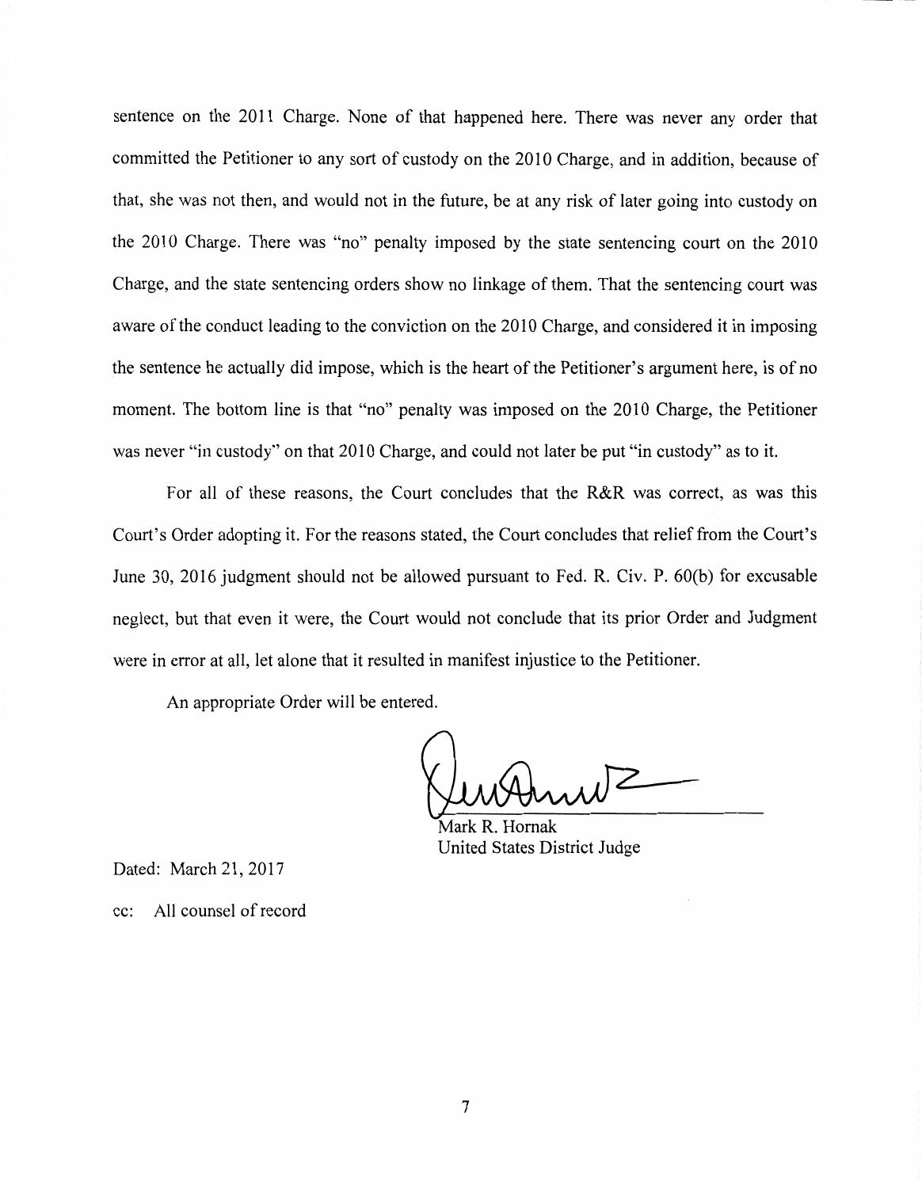sentence on the 2011 Charge. None of that happened here. There was never any order that committed the Petitioner to any sort of custody on the 2010 Charge, and in addition, because of that, she was not then, and would not in the future, be at any risk of later going into custody on the 2010 Charge. There was "no" penalty imposed by the state sentencing court on the 2010 Charge, and the state sentencing orders show no linkage of them. That the sentencing court was aware of the conduct leading to the conviction on the 2010 Charge, and considered it in imposing the sentence he actually did impose, which is the heart of the Petitioner's argument here, is of no moment. The bottom line is that "no" penalty was imposed on the 2010 Charge, the Petitioner was never "in custody" on that 2010 Charge, and could not later be put "in custody" as to it.

For all of these reasons, the Court concludes that the R&R was correct, as was this Court's Order adopting it. For the reasons stated, the Court concludes that relief from the Court's June 30, 2016 judgment should not be allowed pursuant to Fed. R. Civ. P. 60(b) for excusable neglect, but that even it were, the Court would not conclude that its prior Order and Judgment were in error at all, let alone that it resulted in manifest injustice to the Petitioner.

An appropriate Order will be entered.

Mark R. Hornak
United States District Judge

Dated: March 21, 2017

cc: All counsel of record